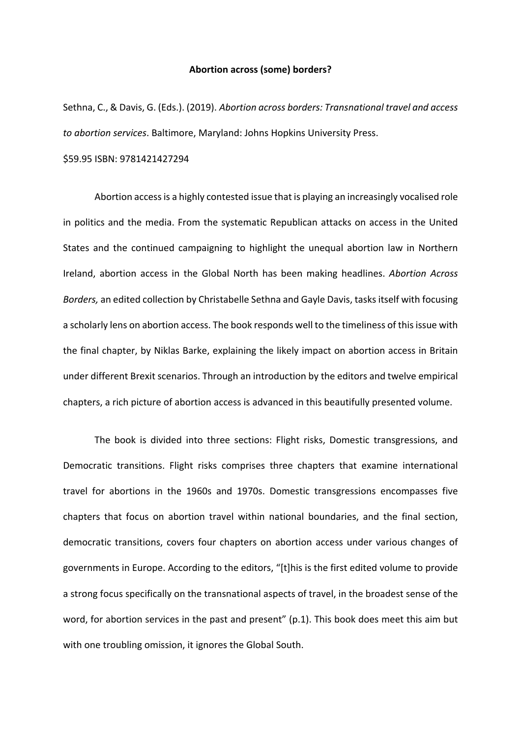# Abortion across (some) borders?

Sethna, C., & Davis, G. (Eds.). (2019). *Abortion across borders: Transnational travel and access to abortion services*. Baltimore, Maryland: Johns Hopkins University Press.

$59.95 ISBN: 9781421427294

Abortion access is a highly contested issue that is playing an increasingly vocalised role in politics and the media. From the systematic Republican attacks on access in the United States and the continued campaigning to highlight the unequal abortion law in Northern Ireland, abortion access in the Global North has been making headlines. *Abortion Across Borders,* an edited collection by Christabelle Sethna and Gayle Davis, tasks itself with focusing a scholarly lens on abortion access. The book responds well to the timeliness of this issue with the final chapter, by Niklas Barke, explaining the likely impact on abortion access in Britain under different Brexit scenarios. Through an introduction by the editors and twelve empirical chapters, a rich picture of abortion access is advanced in this beautifully presented volume.

The book is divided into three sections: Flight risks, Domestic transgressions, and Democratic transitions. Flight risks comprises three chapters that examine international travel for abortions in the 1960s and 1970s. Domestic transgressions encompasses five chapters that focus on abortion travel within national boundaries, and the final section, democratic transitions, covers four chapters on abortion access under various changes of governments in Europe. According to the editors, "[t]his is the first edited volume to provide a strong focus specifically on the transnational aspects of travel, in the broadest sense of the word, for abortion services in the past and present" (p.1). This book does meet this aim but with one troubling omission, it ignores the Global South.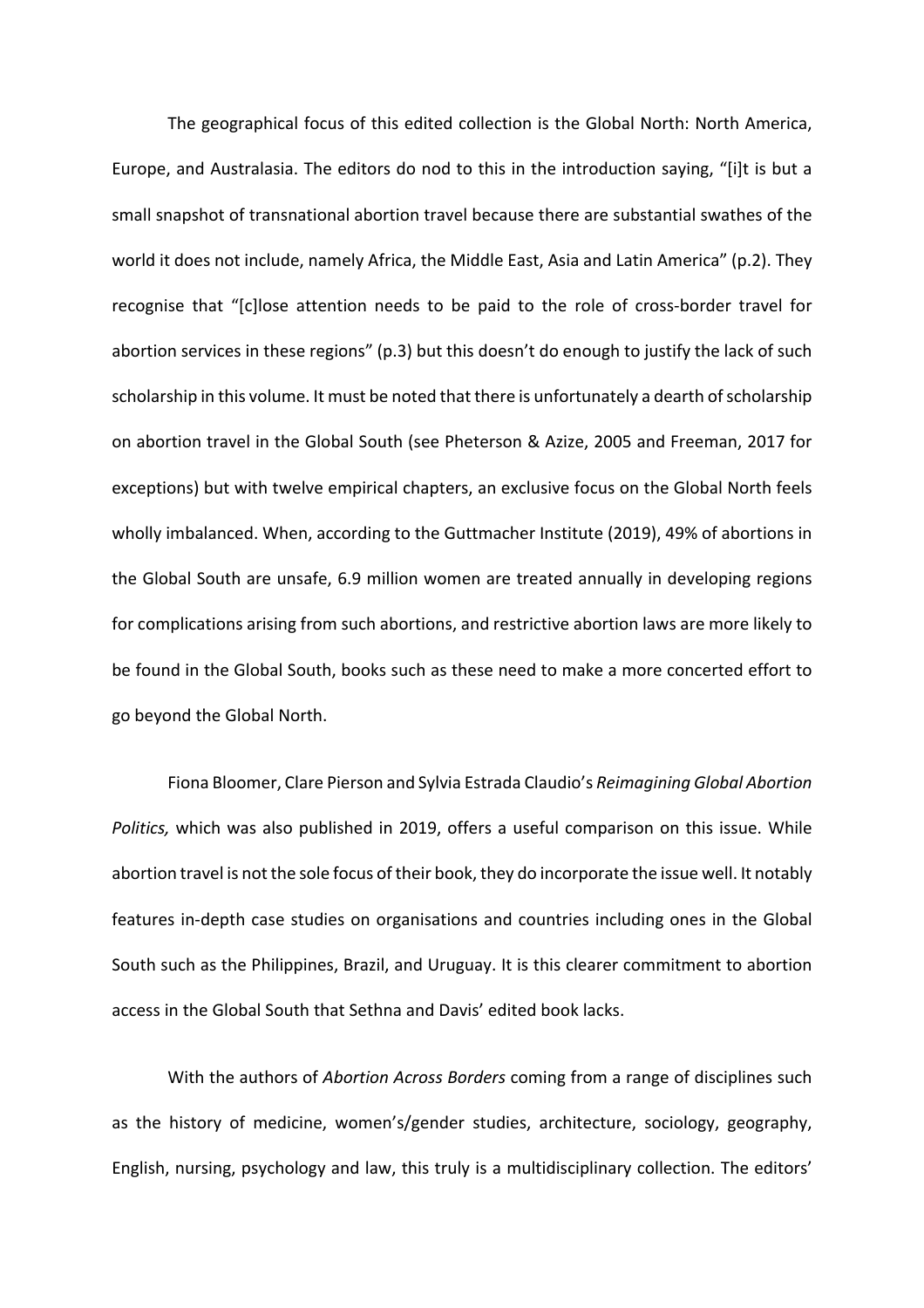The geographical focus of this edited collection is the Global North: North America, Europe, and Australasia. The editors do nod to this in the introduction saying, "[i]t is but a small snapshot of transnational abortion travel because there are substantial swathes of the world it does not include, namely Africa, the Middle East, Asia and Latin America" (p.2). They recognise that "[c]lose attention needs to be paid to the role of cross-border travel for abortion services in these regions" (p.3) but this doesn't do enough to justify the lack of such scholarship in this volume. It must be noted that there is unfortunately a dearth of scholarship on abortion travel in the Global South (see Pheterson & Azize, 2005 and Freeman, 2017 for exceptions) but with twelve empirical chapters, an exclusive focus on the Global North feels wholly imbalanced. When, according to the Guttmacher Institute (2019), 49% of abortions in the Global South are unsafe, 6.9 million women are treated annually in developing regions for complications arising from such abortions, and restrictive abortion laws are more likely to be found in the Global South, books such as these need to make a more concerted effort to go beyond the Global North.

Fiona Bloomer, Clare Pierson and Sylvia Estrada Claudio's *Reimagining Global Abortion Politics,* which was also published in 2019, offers a useful comparison on this issue. While abortion travel is not the sole focus of their book, they do incorporate the issue well. It notably features in-depth case studies on organisations and countries including ones in the Global South such as the Philippines, Brazil, and Uruguay. It is this clearer commitment to abortion access in the Global South that Sethna and Davis' edited book lacks.

With the authors of *Abortion Across Borders* coming from a range of disciplines such as the history of medicine, women's/gender studies, architecture, sociology, geography, English, nursing, psychology and law, this truly is a multidisciplinary collection. The editors'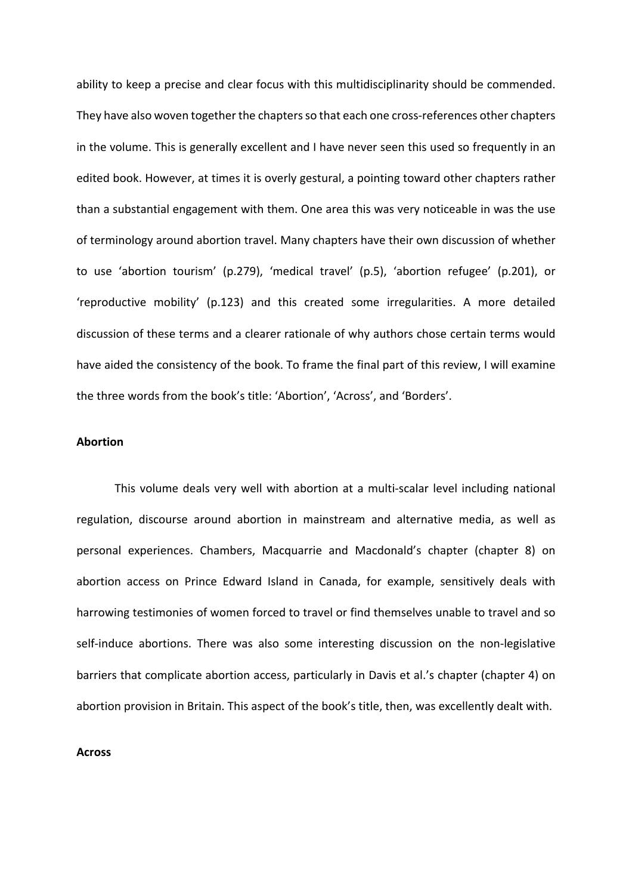ability to keep a precise and clear focus with this multidisciplinarity should be commended. They have also woven together the chapters so that each one cross-references other chapters in the volume. This is generally excellent and I have never seen this used so frequently in an edited book. However, at times it is overly gestural, a pointing toward other chapters rather than a substantial engagement with them. One area this was very noticeable in was the use of terminology around abortion travel. Many chapters have their own discussion of whether to use 'abortion tourism' (p.279), 'medical travel' (p.5), 'abortion refugee' (p.201), or 'reproductive mobility' (p.123) and this created some irregularities. A more detailed discussion of these terms and a clearer rationale of why authors chose certain terms would have aided the consistency of the book. To frame the final part of this review, I will examine the three words from the book's title: 'Abortion', 'Across', and 'Borders'.

**Abortion**

This volume deals very well with abortion at a multi-scalar level including national regulation, discourse around abortion in mainstream and alternative media, as well as personal experiences. Chambers, Macquarrie and Macdonald's chapter (chapter 8) on abortion access on Prince Edward Island in Canada, for example, sensitively deals with harrowing testimonies of women forced to travel or find themselves unable to travel and so self-induce abortions. There was also some interesting discussion on the non-legislative barriers that complicate abortion access, particularly in Davis et al.'s chapter (chapter 4) on abortion provision in Britain. This aspect of the book's title, then, was excellently dealt with.

**Across**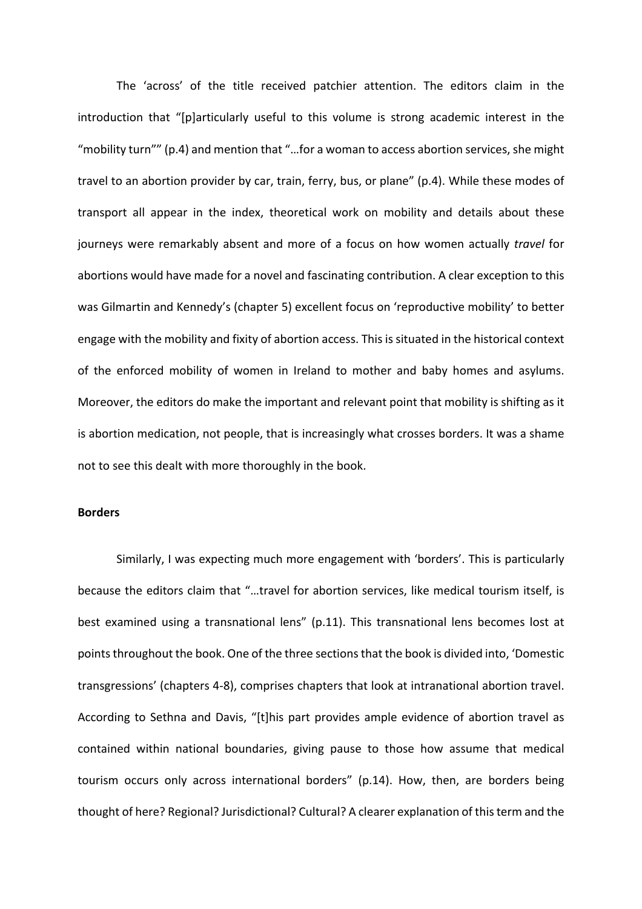The 'across' of the title received patchier attention. The editors claim in the introduction that "[p]articularly useful to this volume is strong academic interest in the "mobility turn"" (p.4) and mention that "…for a woman to access abortion services, she might travel to an abortion provider by car, train, ferry, bus, or plane" (p.4). While these modes of transport all appear in the index, theoretical work on mobility and details about these journeys were remarkably absent and more of a focus on how women actually *travel* for abortions would have made for a novel and fascinating contribution. A clear exception to this was Gilmartin and Kennedy's (chapter 5) excellent focus on 'reproductive mobility' to better engage with the mobility and fixity of abortion access. This is situated in the historical context of the enforced mobility of women in Ireland to mother and baby homes and asylums. Moreover, the editors do make the important and relevant point that mobility is shifting as it is abortion medication, not people, that is increasingly what crosses borders. It was a shame not to see this dealt with more thoroughly in the book.

**Borders**

Similarly, I was expecting much more engagement with 'borders'. This is particularly because the editors claim that "…travel for abortion services, like medical tourism itself, is best examined using a transnational lens" (p.11). This transnational lens becomes lost at points throughout the book. One of the three sections that the book is divided into, 'Domestic transgressions' (chapters 4-8), comprises chapters that look at intranational abortion travel. According to Sethna and Davis, "[t]his part provides ample evidence of abortion travel as contained within national boundaries, giving pause to those how assume that medical tourism occurs only across international borders" (p.14). How, then, are borders being thought of here? Regional? Jurisdictional? Cultural? A clearer explanation of this term and the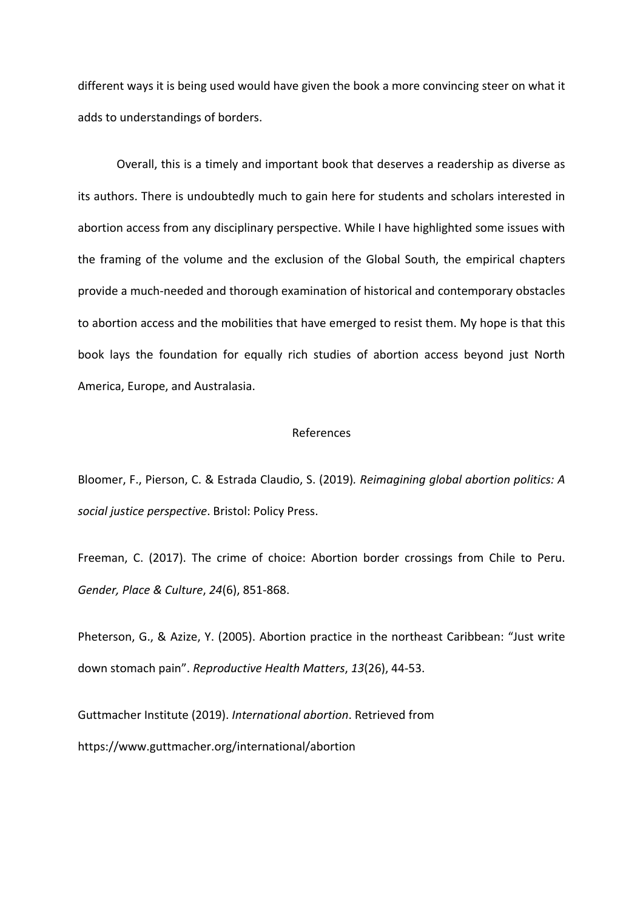different ways it is being used would have given the book a more convincing steer on what it adds to understandings of borders.

Overall, this is a timely and important book that deserves a readership as diverse as its authors. There is undoubtedly much to gain here for students and scholars interested in abortion access from any disciplinary perspective. While I have highlighted some issues with the framing of the volume and the exclusion of the Global South, the empirical chapters provide a much-needed and thorough examination of historical and contemporary obstacles to abortion access and the mobilities that have emerged to resist them. My hope is that this book lays the foundation for equally rich studies of abortion access beyond just North America, Europe, and Australasia.

## References

Bloomer, F., Pierson, C. & Estrada Claudio, S. (2019). *Reimagining global abortion politics: A social justice perspective*. Bristol: Policy Press.

Freeman, C. (2017). The crime of choice: Abortion border crossings from Chile to Peru. *Gender, Place & Culture*, *24*(6), 851-868.

Pheterson, G., & Azize, Y. (2005). Abortion practice in the northeast Caribbean: "Just write down stomach pain". *Reproductive Health Matters*, *13*(26), 44-53.

Guttmacher Institute (2019). *International abortion*. Retrieved from https://www.guttmacher.org/international/abortion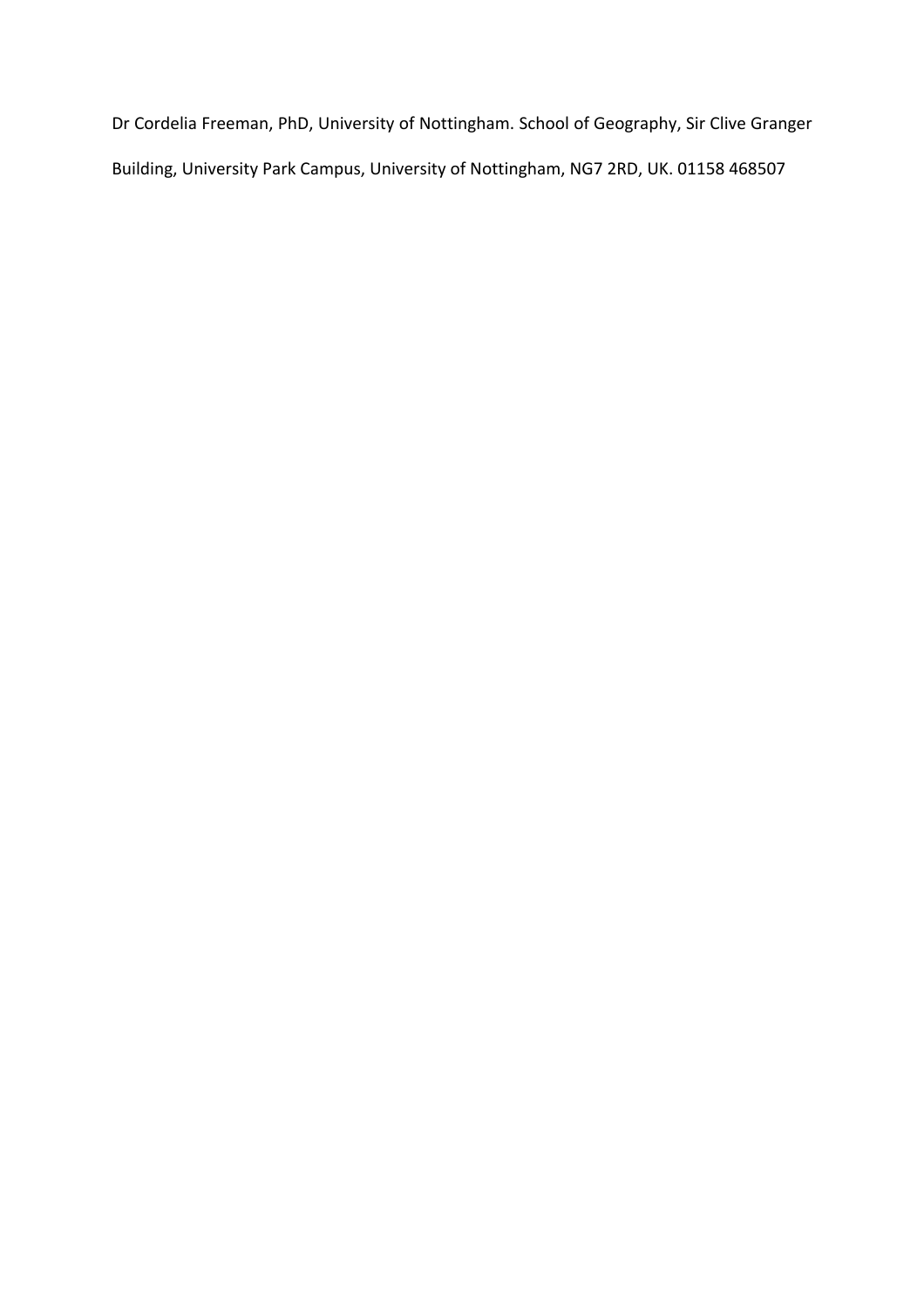Dr Cordelia Freeman, PhD, University of Nottingham. School of Geography, Sir Clive Granger Building, University Park Campus, University of Nottingham, NG7 2RD, UK. 01158 468507